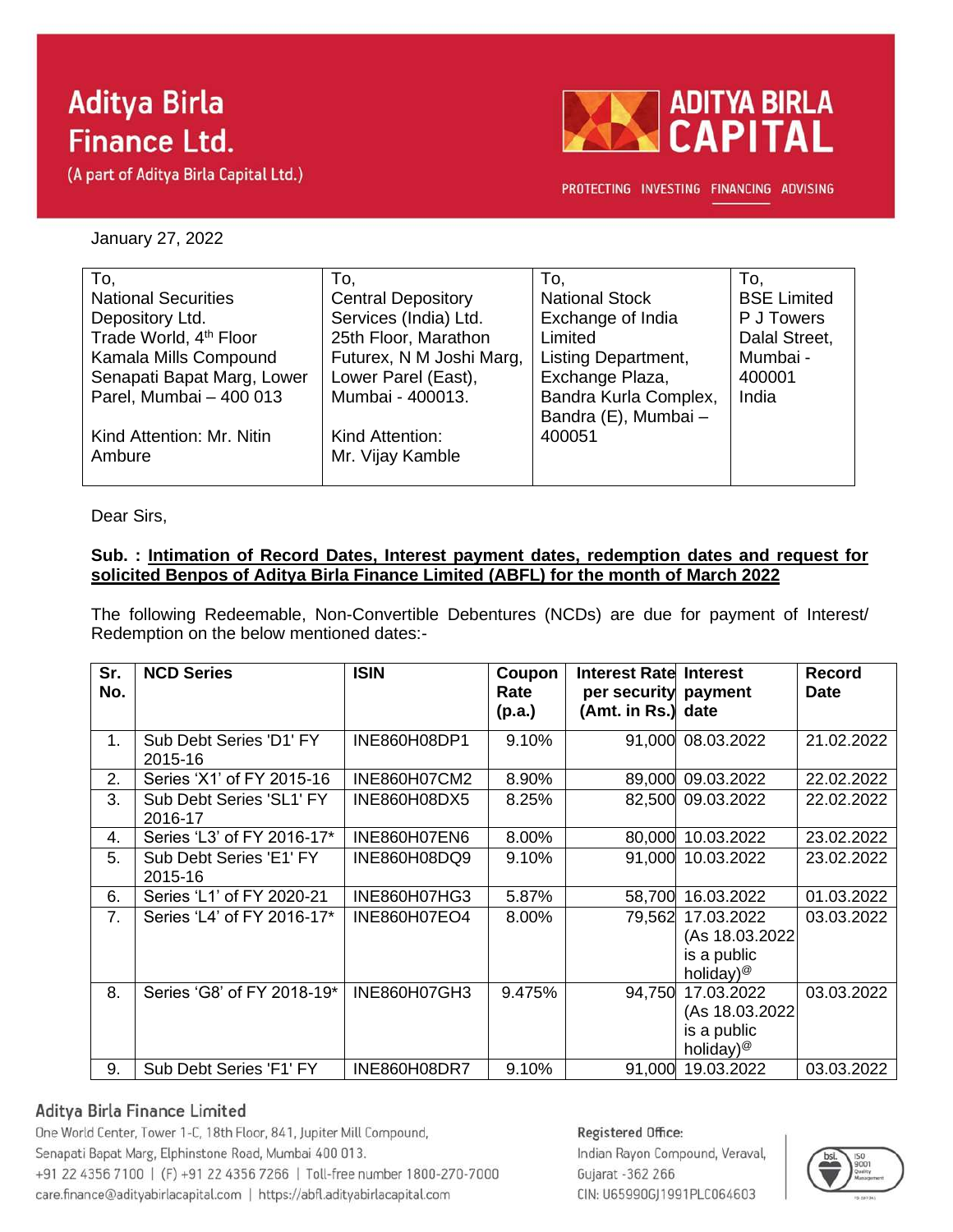# Aditya Birla Finance Ltd.

(A part of Aditya Birla Capital Ltd.)

ADITYA BIRLA CAPITAL

PROTECTING INVESTING FINANCING ADVISING

January 27, 2022

| To,<br>National Securities Depository Ltd.<br>Trade World, 4th Floor<br>Kamala Mills Compound<br>Senapati Bapat Marg, Lower Parel, Mumbai – 400 013<br><br>Kind Attention: Mr. Nitin Ambure | To,<br>Central Depository Services (India) Ltd.<br>25th Floor, Marathon Futurex, N M Joshi Marg, Lower Parel (East), Mumbai - 400013.<br><br>Kind Attention: Mr. Vijay Kamble | To,<br>National Stock Exchange of India Limited<br>Listing Department, Exchange Plaza, Bandra Kurla Complex, Bandra (E), Mumbai – 400051 | To,<br>BSE Limited<br>P J Towers<br>Dalal Street, Mumbai - 400001<br>India |
|---|---|---|---|

Dear Sirs,

**Sub. : Intimation of Record Dates, Interest payment dates, redemption dates and request for solicited Benpos of Aditya Birla Finance Limited (ABFL) for the month of March 2022**

The following Redeemable, Non-Convertible Debentures (NCDs) are due for payment of Interest/ Redemption on the below mentioned dates:-

| Sr. No. | NCD Series | ISIN | Coupon Rate (p.a.) | Interest Rate per security (Amt. in Rs.) | Interest payment date | Record Date |
|---|---|---|---|---|---|---|
| 1. | Sub Debt Series 'D1' FY 2015-16 | INE860H08DP1 | 9.10% | 91,000 | 08.03.2022 | 21.02.2022 |
| 2. | Series 'X1' of FY 2015-16 | INE860H07CM2 | 8.90% | 89,000 | 09.03.2022 | 22.02.2022 |
| 3. | Sub Debt Series 'SL1' FY 2016-17 | INE860H08DX5 | 8.25% | 82,500 | 09.03.2022 | 22.02.2022 |
| 4. | Series 'L3' of FY 2016-17* | INE860H07EN6 | 8.00% | 80,000 | 10.03.2022 | 23.02.2022 |
| 5. | Sub Debt Series 'E1' FY 2015-16 | INE860H08DQ9 | 9.10% | 91,000 | 10.03.2022 | 23.02.2022 |
| 6. | Series 'L1' of FY 2020-21 | INE860H07HG3 | 5.87% | 58,700 | 16.03.2022 | 01.03.2022 |
| 7. | Series 'L4' of FY 2016-17* | INE860H07EO4 | 8.00% | 79,562 | 17.03.2022 (As 18.03.2022 is a public holiday)@ | 03.03.2022 |
| 8. | Series 'G8' of FY 2018-19* | INE860H07GH3 | 9.475% | 94,750 | 17.03.2022 (As 18.03.2022 is a public holiday)@ | 03.03.2022 |
| 9. | Sub Debt Series 'F1' FY | INE860H08DR7 | 9.10% | 91,000 | 19.03.2022 | 03.03.2022 |

**Aditya Birla Finance Limited**

One World Center, Tower 1-C, 18th Floor, 841, Jupiter Mill Compound, Senapati Bapat Marg, Elphinstone Road, Mumbai 400 013.
+91 22 4356 7100 | (F) +91 22 4356 7266 | Toll-free number 1800-270-7000
care.finance@adityabirlacapital.com | https://abfl.adityabirlacapital.com

**Registered Office:**
Indian Rayon Compound, Veraval, Gujarat -362 266
CIN: U65990GJ1991PLC064603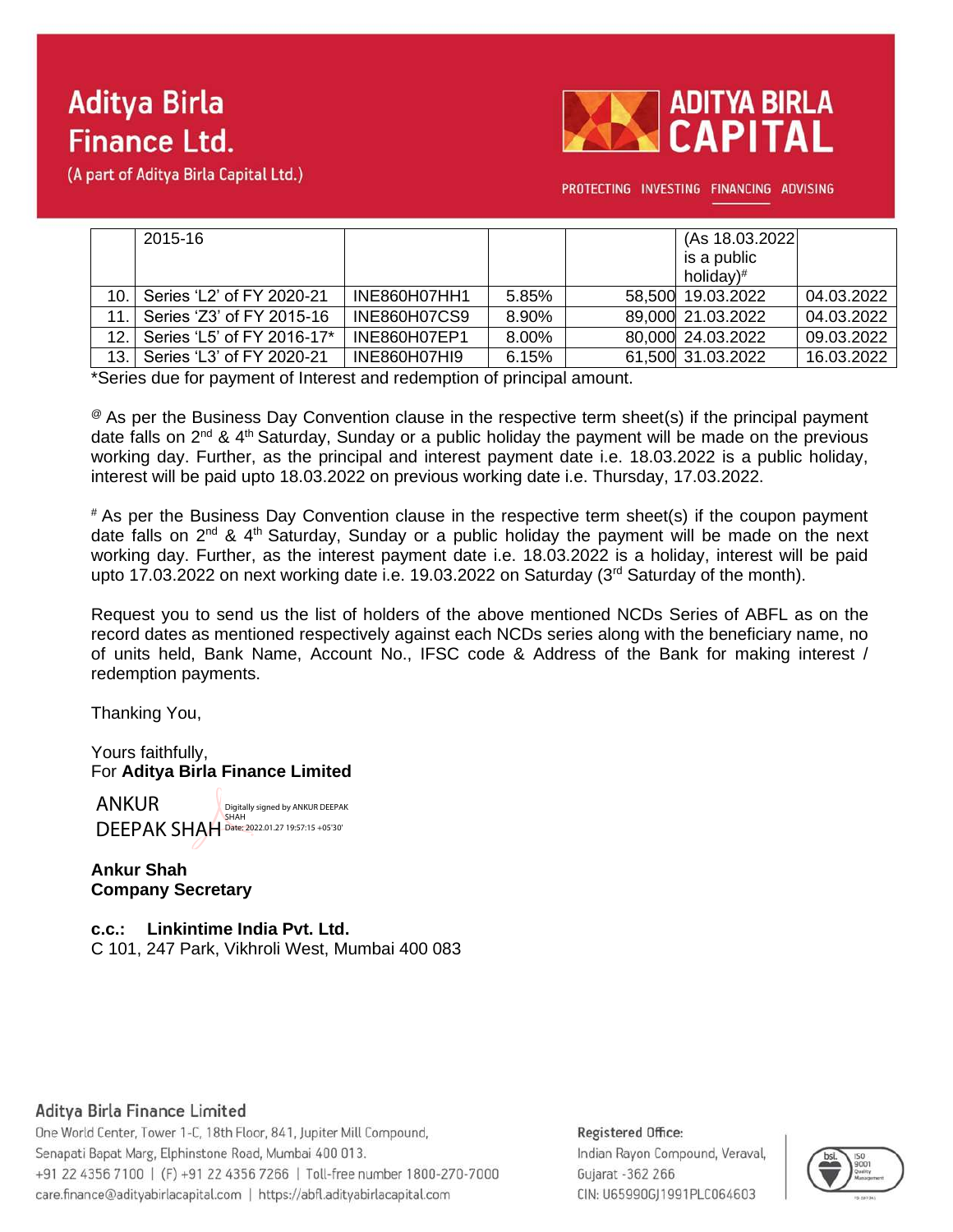| | | | | | | |
|---|---|---|---|---|---|---|
| | 2015-16 | | | | (As 18.03.2022 is a public holiday)# | |
| 10. | Series 'L2' of FY 2020-21 | INE860H07HH1 | 5.85% | 58,500 | 19.03.2022 | 04.03.2022 |
| 11. | Series 'Z3' of FY 2015-16 | INE860H07CS9 | 8.90% | 89,000 | 21.03.2022 | 04.03.2022 |
| 12. | Series 'L5' of FY 2016-17* | INE860H07EP1 | 8.00% | 80,000 | 24.03.2022 | 09.03.2022 |
| 13. | Series 'L3' of FY 2020-21 | INE860H07HI9 | 6.15% | 61,500 | 31.03.2022 | 16.03.2022 |

*Series due for payment of Interest and redemption of principal amount.

@ As per the Business Day Convention clause in the respective term sheet(s) if the principal payment date falls on 2nd & 4th Saturday, Sunday or a public holiday the payment will be made on the previous working day. Further, as the principal and interest payment date i.e. 18.03.2022 is a public holiday, interest will be paid upto 18.03.2022 on previous working date i.e. Thursday, 17.03.2022.

# As per the Business Day Convention clause in the respective term sheet(s) if the coupon payment date falls on 2nd & 4th Saturday, Sunday or a public holiday the payment will be made on the next working day. Further, as the interest payment date i.e. 18.03.2022 is a holiday, interest will be paid upto 17.03.2022 on next working date i.e. 19.03.2022 on Saturday (3rd Saturday of the month).

Request you to send us the list of holders of the above mentioned NCDs Series of ABFL as on the record dates as mentioned respectively against each NCDs series along with the beneficiary name, no of units held, Bank Name, Account No., IFSC code & Address of the Bank for making interest / redemption payments.

Thanking You,

Yours faithfully,
For **Aditya Birla Finance Limited**

ANKUR DEEPAK SHAH
Digitally signed by ANKUR DEEPAK SHAH
Date: 2022.01.27 19:57:15 +05'30'

**Ankur Shah**
**Company Secretary**

**c.c.: Linkintime India Pvt. Ltd.**
C 101, 247 Park, Vikhroli West, Mumbai 400 083